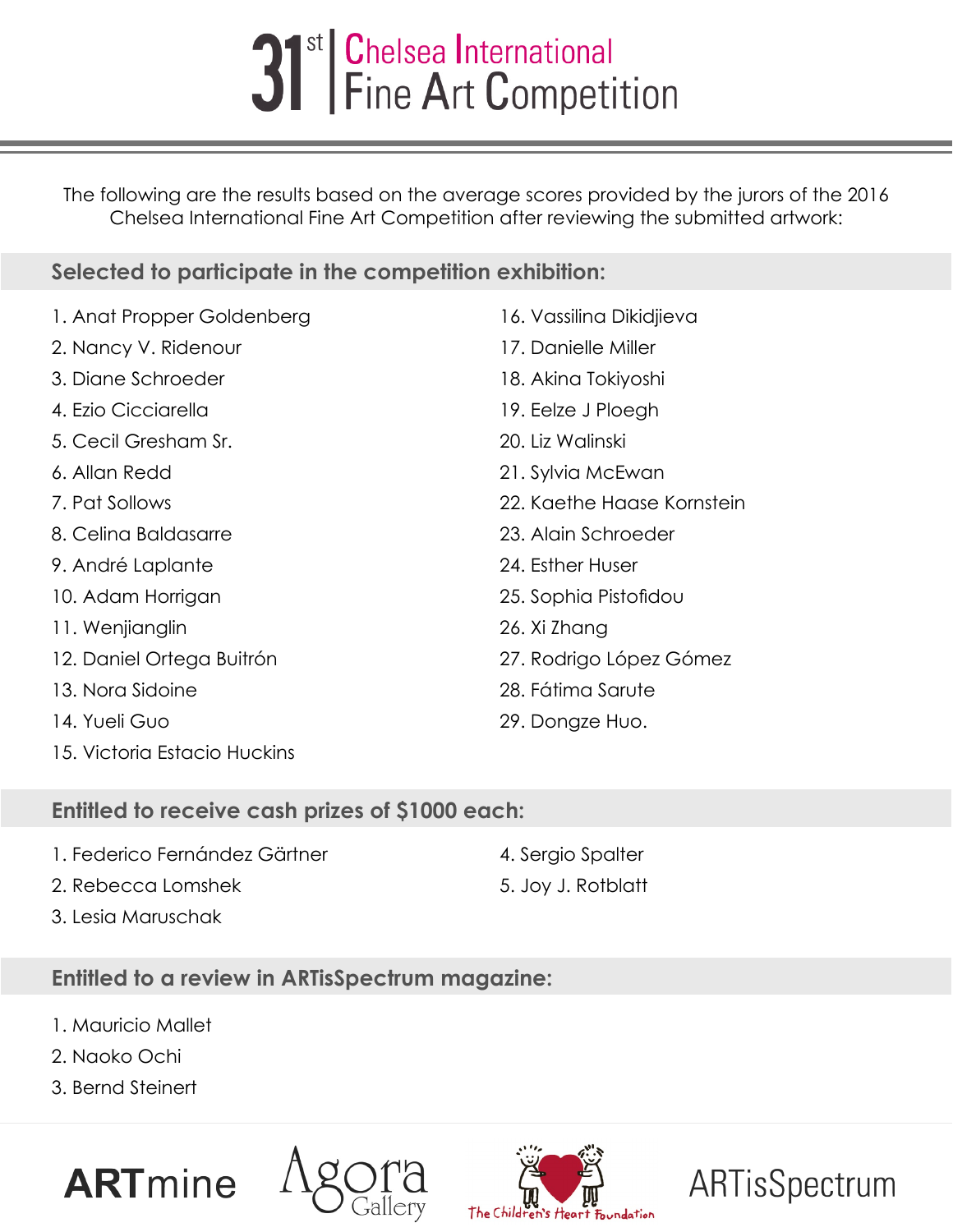# 31[st] Chelsea International Fine Art Competition

The following are the results based on the average scores provided by the jurors of the 2016 Chelsea International Fine Art Competition after reviewing the submitted artwork:

## Selected to participate in the competition exhibition:

1. Anat Propper Goldenberg
2. Nancy V. Ridenour
3. Diane Schroeder
4. Ezio Cicciarella
5. Cecil Gresham Sr.
6. Allan Redd
7. Pat Sollows
8. Celina Baldasarre
9. André Laplante
10. Adam Horrigan
11. Wenjianglin
12. Daniel Ortega Buitrón
13. Nora Sidoine
14. Yueli Guo
15. Victoria Estacio Huckins
16. Vassilina Dikidjieva
17. Danielle Miller
18. Akina Tokiyoshi
19. Eelze J Ploegh
20. Liz Walinski
21. Sylvia McEwan
22. Kaethe Haase Kornstein
23. Alain Schroeder
24. Esther Huser
25. Sophia Pistofidou
26. Xi Zhang
27. Rodrigo López Gómez
28. Fátima Sarute
29. Dongze Huo.

## Entitled to receive cash prizes of $1000 each:

1. Federico Fernández Gärtner
2. Rebecca Lomshek
3. Lesia Maruschak
4. Sergio Spalter
5. Joy J. Rotblatt

## Entitled to a review in ARTisSpectrum magazine:

1. Mauricio Mallet
2. Naoko Ochi
3. Bernd Steinert

ARTmine Agora Gallery The Children's Heart Foundation ARTisSpectrum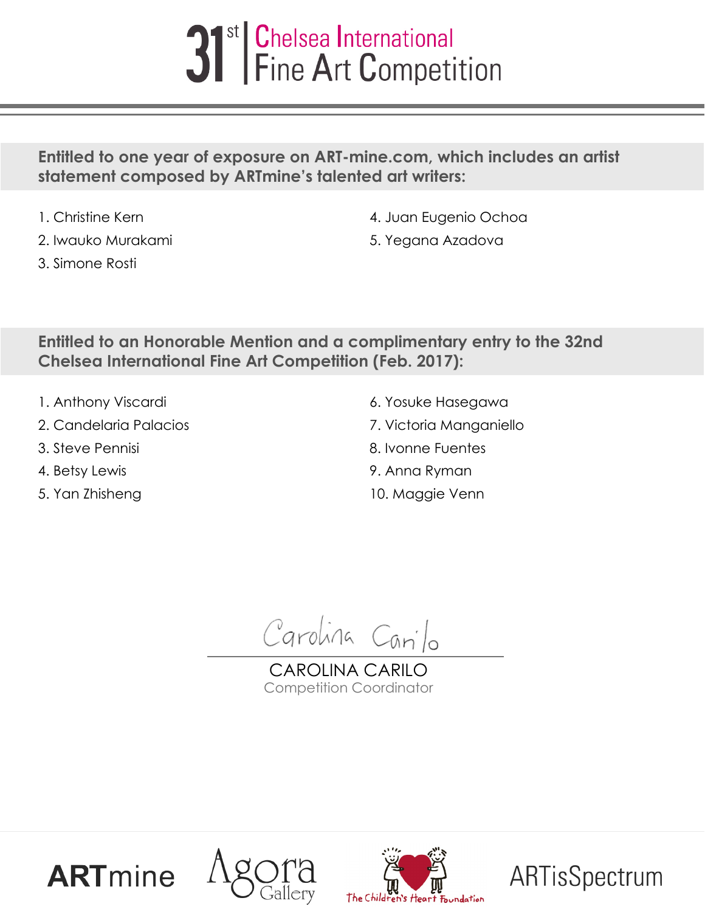# 31st Chelsea International Fine Art Competition

**Entitled to one year of exposure on ART-mine.com, which includes an artist statement composed by ARTmine's talented art writers:**

1. Christine Kern
2. Iwauko Murakami
3. Simone Rosti
4. Juan Eugenio Ochoa
5. Yegana Azadova

**Entitled to an Honorable Mention and a complimentary entry to the 32nd Chelsea International Fine Art Competition (Feb. 2017):**

1. Anthony Viscardi
2. Candelaria Palacios
3. Steve Pennisi
4. Betsy Lewis
5. Yan Zhisheng
6. Yosuke Hasegawa
7. Victoria Manganiello
8. Ivonne Fuentes
9. Anna Ryman
10. Maggie Venn

Carolina Carilo

CAROLINA CARILO
Competition Coordinator

ARTmine | Agora Gallery | The Children's Heart Foundation | ARTisSpectrum